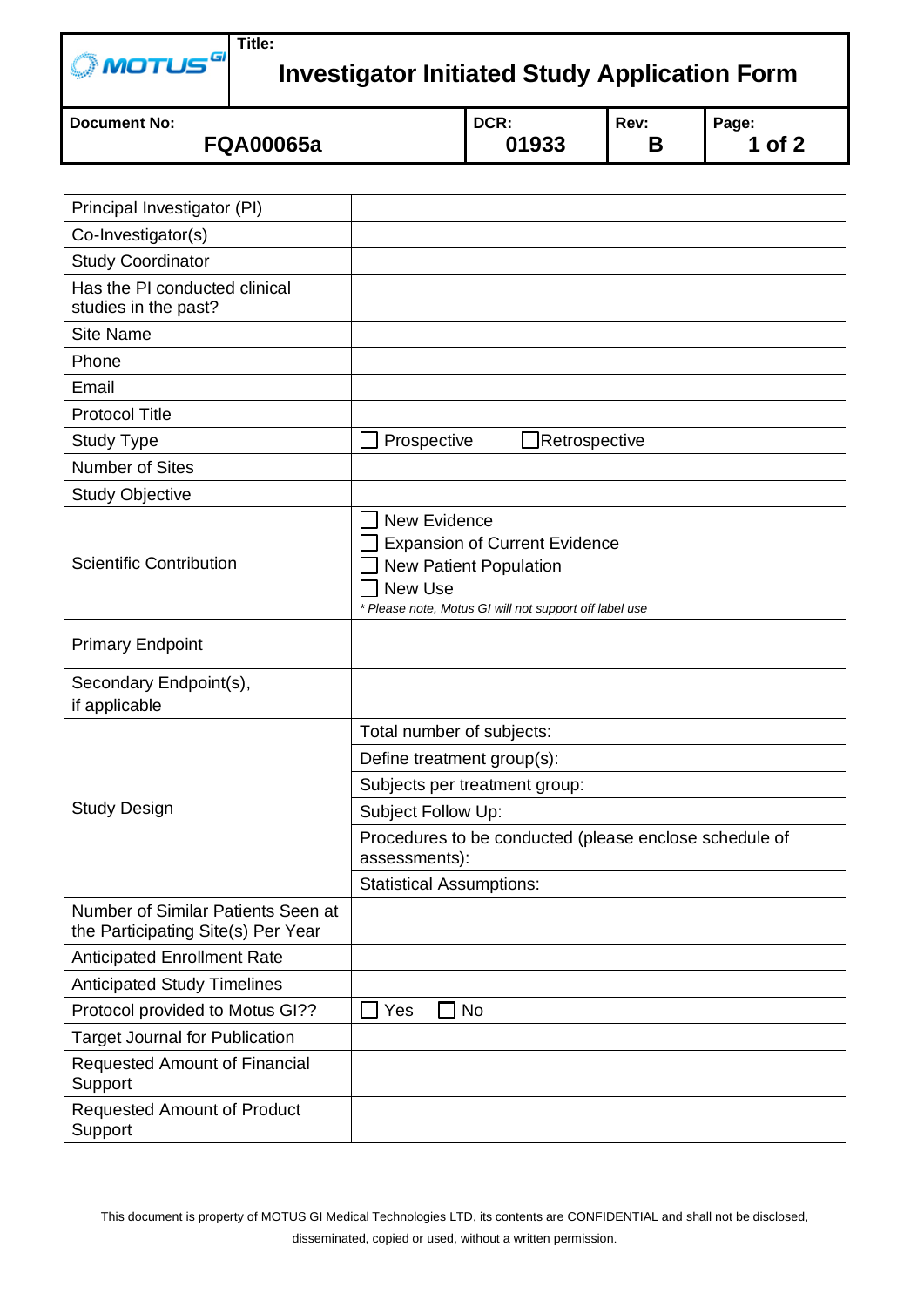# Investigator Initiated Study Application Form

| Document No: FQA00065a | DCR: 01933 | Rev: B |
| --- | --- | --- |

| | |
| --- | --- |
| Principal Investigator (PI) | |
| Co-Investigator(s) | |
| Study Coordinator | |
| Has the PI conducted clinical studies in the past? | |
| Site Name | |
| Phone | |
| Email | |
| Protocol Title | |
| Study Type | ☐ Prospective ☐ Retrospective |
| Number of Sites | |
| Study Objective | |
| Scientific Contribution | ☐ New Evidence<br>☐ Expansion of Current Evidence<br>☐ New Patient Population<br>☐ New Use<br>*\* Please note, Motus GI will not support off label use* |
| Primary Endpoint | |
| Secondary Endpoint(s), if applicable | |
| Study Design | Total number of subjects: |
| | Define treatment group(s): |
| | Subjects per treatment group: |
| | Subject Follow Up: |
| | Procedures to be conducted (please enclose schedule of assessments): |
| | Statistical Assumptions: |
| Number of Similar Patients Seen at the Participating Site(s) Per Year | |
| Anticipated Enrollment Rate | |
| Anticipated Study Timelines | |
| Protocol provided to Motus GI?? | ☐ Yes ☐ No |
| Target Journal for Publication | |
| Requested Amount of Financial Support | |
| Requested Amount of Product Support | |

This document is property of MOTUS GI Medical Technologies LTD, its contents are CONFIDENTIAL and shall not be disclosed, disseminated, copied or used, without a written permission.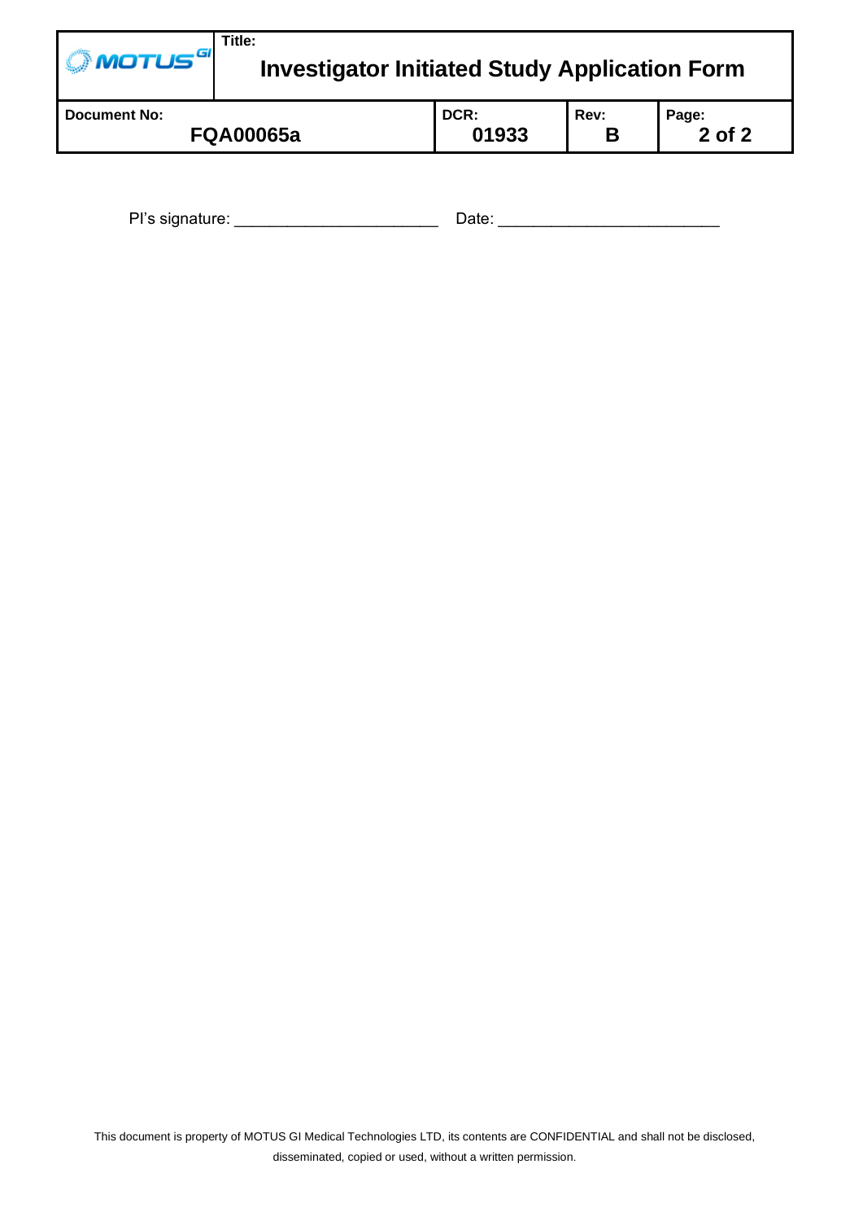PI's signature: ______________________ Date: ________________________